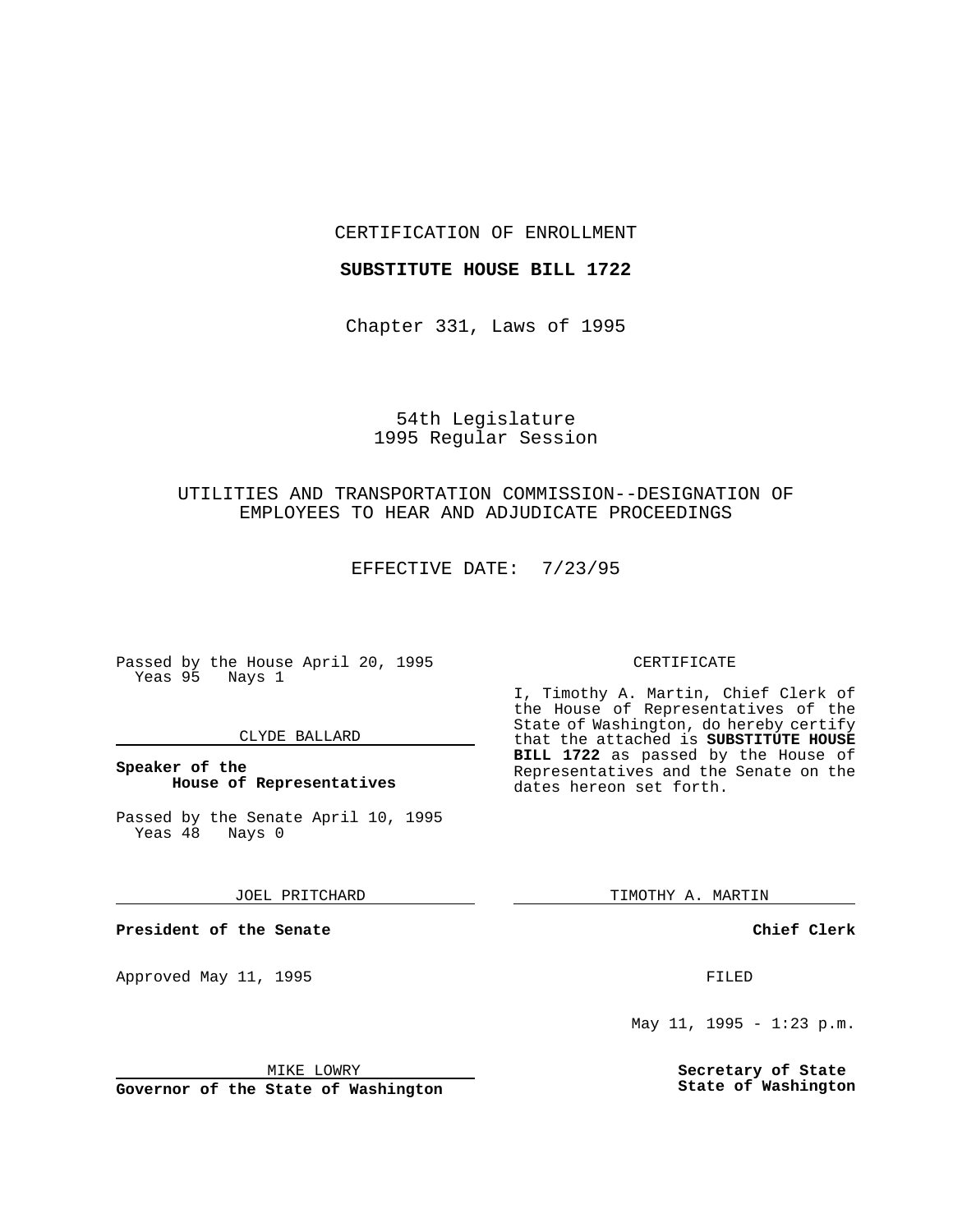CERTIFICATION OF ENROLLMENT

**SUBSTITUTE HOUSE BILL 1722**

Chapter 331, Laws of 1995

54th Legislature
1995 Regular Session

UTILITIES AND TRANSPORTATION COMMISSION--DESIGNATION OF EMPLOYEES TO HEAR AND ADJUDICATE PROCEEDINGS

EFFECTIVE DATE: 7/23/95

Passed by the House April 20, 1995
Yeas 95 Nays 1

CLYDE BALLARD

**Speaker of the House of Representatives**

Passed by the Senate April 10, 1995
Yeas 48 Nays 0

JOEL PRITCHARD

**President of the Senate**

Approved May 11, 1995

MIKE LOWRY

**Governor of the State of Washington**

CERTIFICATE

I, Timothy A. Martin, Chief Clerk of the House of Representatives of the State of Washington, do hereby certify that the attached is **SUBSTITUTE HOUSE BILL 1722** as passed by the House of Representatives and the Senate on the dates hereon set forth.

TIMOTHY A. MARTIN

**Chief Clerk**

FILED

May 11, 1995 - 1:23 p.m.

**Secretary of State**
**State of Washington**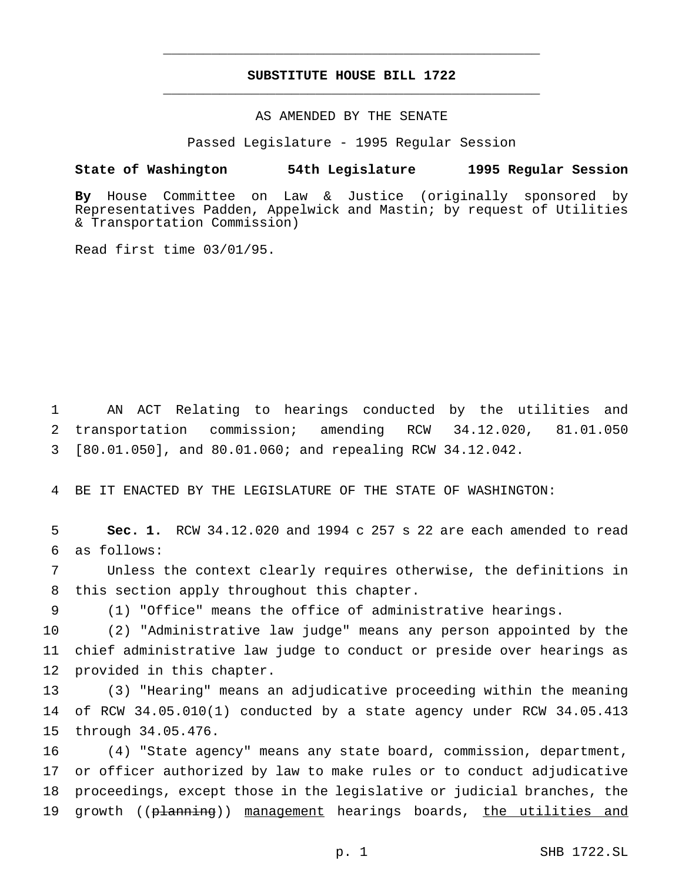**SUBSTITUTE HOUSE BILL 1722**

AS AMENDED BY THE SENATE

Passed Legislature - 1995 Regular Session

**State of Washington 54th Legislature 1995 Regular Session**

**By** House Committee on Law & Justice (originally sponsored by Representatives Padden, Appelwick and Mastin; by request of Utilities & Transportation Commission)

Read first time 03/01/95.

AN ACT Relating to hearings conducted by the utilities and transportation commission; amending RCW 34.12.020, 81.01.050 [80.01.050], and 80.01.060; and repealing RCW 34.12.042.

BE IT ENACTED BY THE LEGISLATURE OF THE STATE OF WASHINGTON:

**Sec. 1.** RCW 34.12.020 and 1994 c 257 s 22 are each amended to read as follows:

Unless the context clearly requires otherwise, the definitions in this section apply throughout this chapter.

(1) "Office" means the office of administrative hearings.

(2) "Administrative law judge" means any person appointed by the chief administrative law judge to conduct or preside over hearings as provided in this chapter.

(3) "Hearing" means an adjudicative proceeding within the meaning of RCW 34.05.010(1) conducted by a state agency under RCW 34.05.413 through 34.05.476.

(4) "State agency" means any state board, commission, department, or officer authorized by law to make rules or to conduct adjudicative proceedings, except those in the legislative or judicial branches, the growth ((~~planning~~)) <u>management</u> hearings boards, <u>the utilities and</u>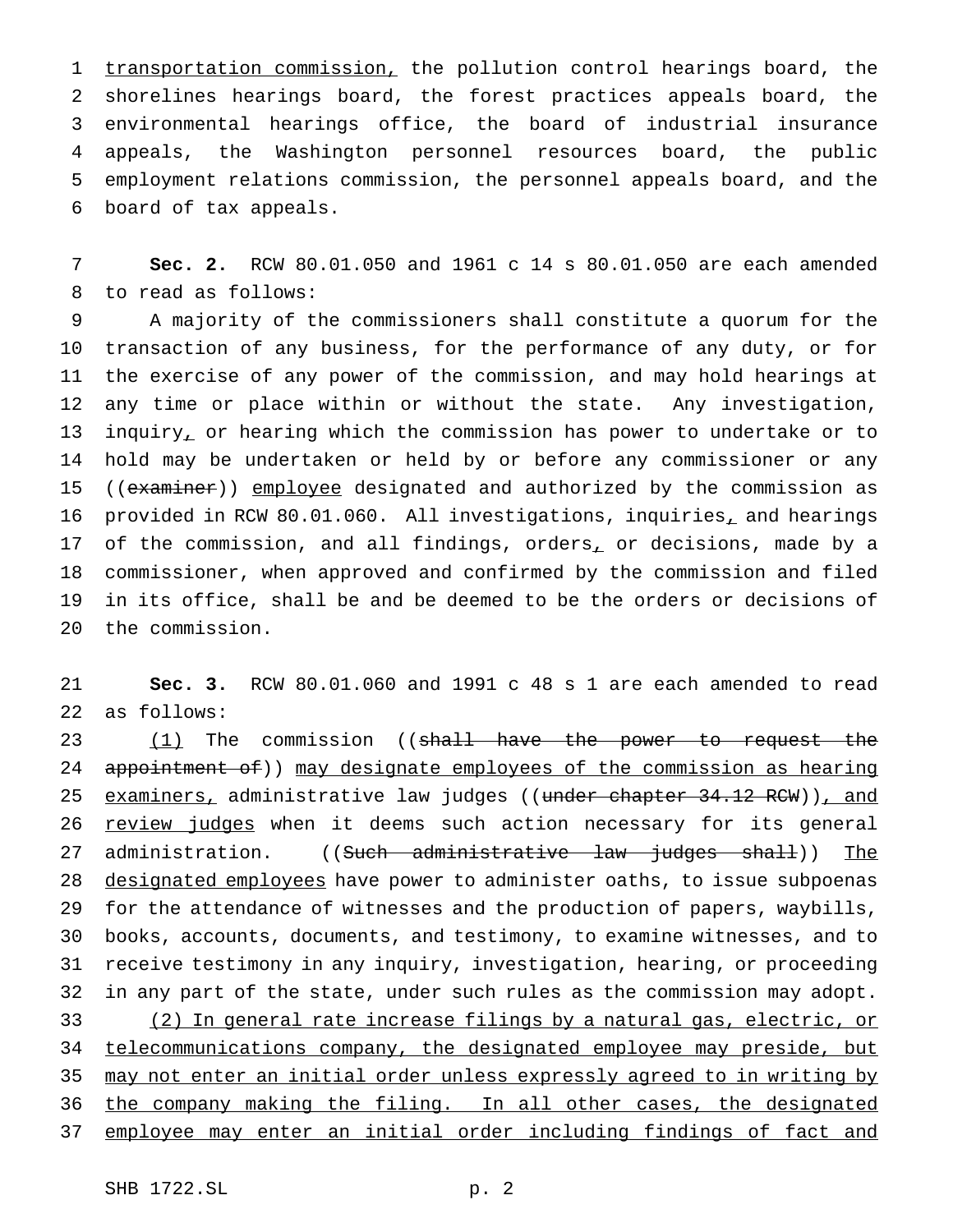transportation commission, the pollution control hearings board, the shorelines hearings board, the forest practices appeals board, the environmental hearings office, the board of industrial insurance appeals, the Washington personnel resources board, the public employment relations commission, the personnel appeals board, and the board of tax appeals.

**Sec. 2.** RCW 80.01.050 and 1961 c 14 s 80.01.050 are each amended to read as follows:

A majority of the commissioners shall constitute a quorum for the transaction of any business, for the performance of any duty, or for the exercise of any power of the commission, and may hold hearings at any time or place within or without the state. Any investigation, inquiry, or hearing which the commission has power to undertake or to hold may be undertaken or held by or before any commissioner or any ((examiner)) employee designated and authorized by the commission as provided in RCW 80.01.060. All investigations, inquiries, and hearings of the commission, and all findings, orders, or decisions, made by a commissioner, when approved and confirmed by the commission and filed in its office, shall be and be deemed to be the orders or decisions of the commission.

**Sec. 3.** RCW 80.01.060 and 1991 c 48 s 1 are each amended to read as follows:

(1) The commission ((shall have the power to request the appointment of)) may designate employees of the commission as hearing examiners, administrative law judges ((under chapter 34.12 RCW)), and review judges when it deems such action necessary for its general administration. ((Such administrative law judges shall)) The designated employees have power to administer oaths, to issue subpoenas for the attendance of witnesses and the production of papers, waybills, books, accounts, documents, and testimony, to examine witnesses, and to receive testimony in any inquiry, investigation, hearing, or proceeding in any part of the state, under such rules as the commission may adopt.

(2) In general rate increase filings by a natural gas, electric, or telecommunications company, the designated employee may preside, but may not enter an initial order unless expressly agreed to in writing by the company making the filing. In all other cases, the designated employee may enter an initial order including findings of fact and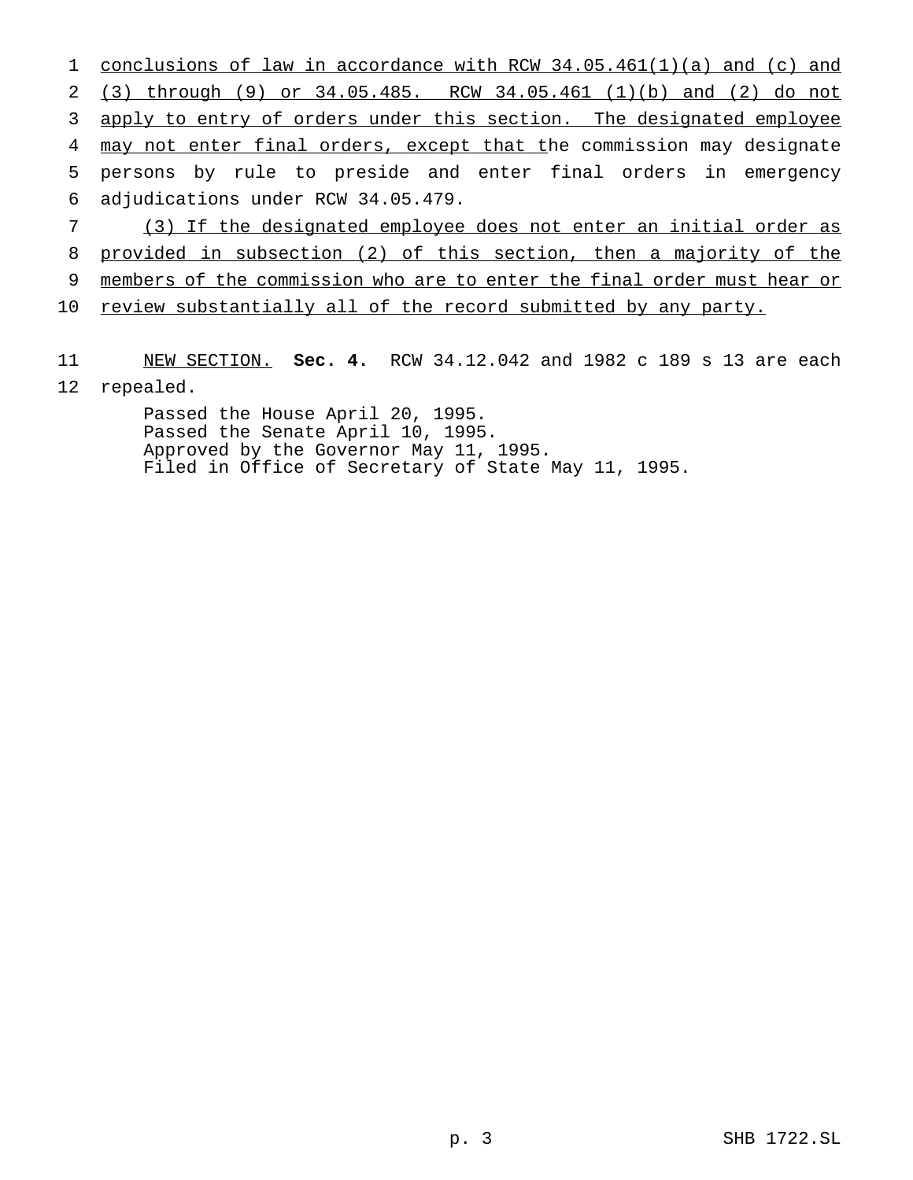conclusions of law in accordance with RCW 34.05.461(1)(a) and (c) and (3) through (9) or 34.05.485. RCW 34.05.461 (1)(b) and (2) do not apply to entry of orders under this section. The designated employee may not enter final orders, except that the commission may designate persons by rule to preside and enter final orders in emergency adjudications under RCW 34.05.479.

(3) If the designated employee does not enter an initial order as provided in subsection (2) of this section, then a majority of the members of the commission who are to enter the final order must hear or review substantially all of the record submitted by any party.

NEW SECTION. **Sec. 4.** RCW 34.12.042 and 1982 c 189 s 13 are each repealed.

Passed the House April 20, 1995.
Passed the Senate April 10, 1995.
Approved by the Governor May 11, 1995.
Filed in Office of Secretary of State May 11, 1995.